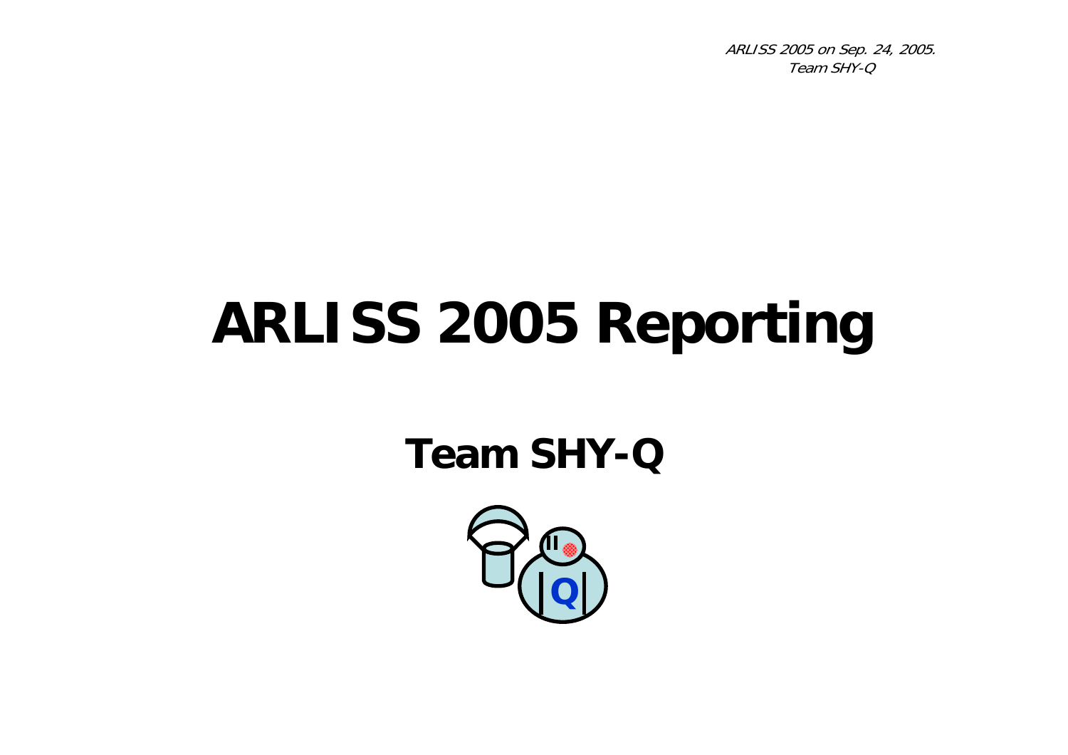ARLISS 2005 on Sep. 24, 2005.
Team SHY-Q

# ARLISS 2005 Reporting

## Team SHY-Q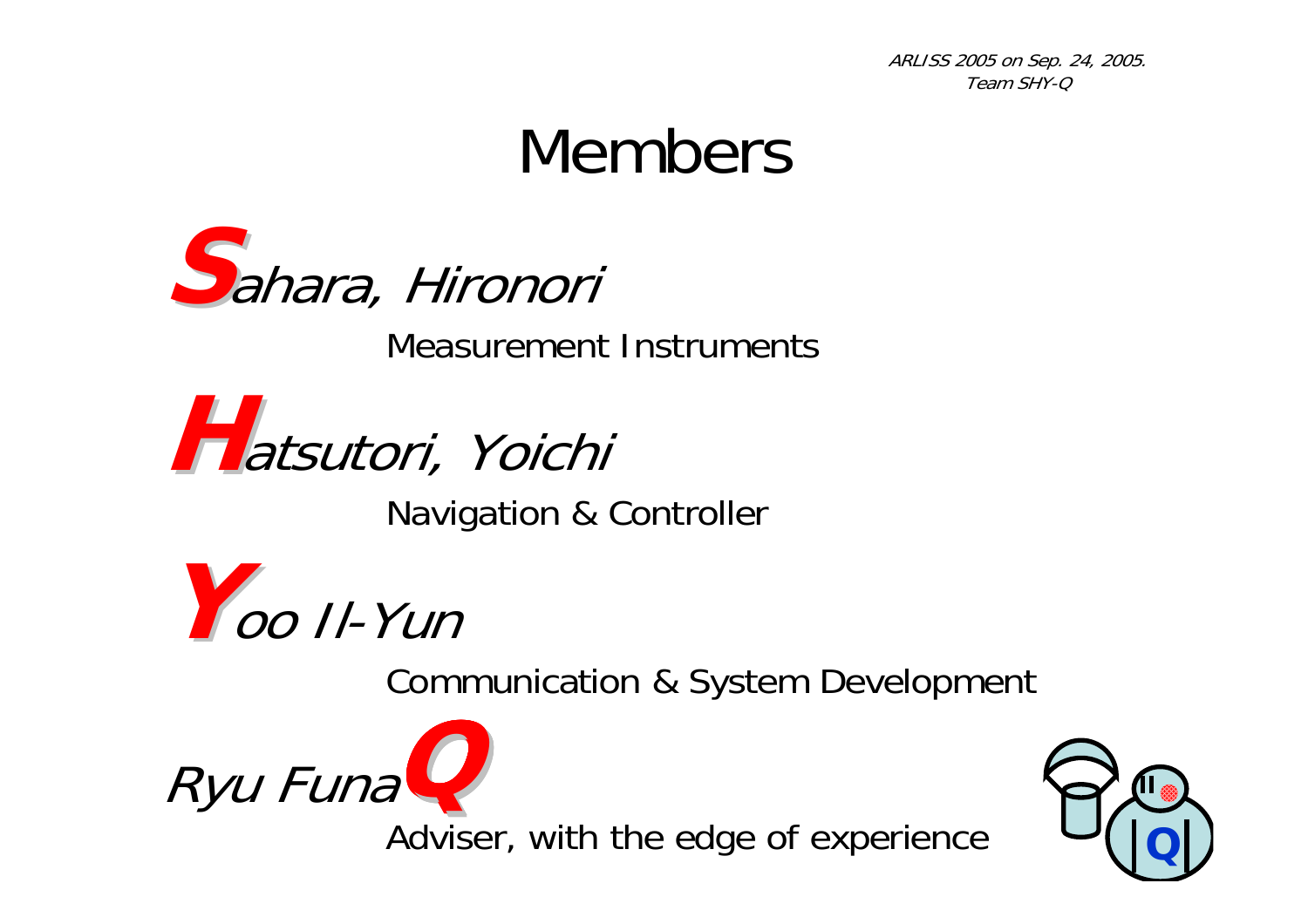# Members

***S**ahara, Hironori*

Measurement Instruments

***H**atsutori, Yoichi*

Navigation & Controller

***Y**oo Il-Yun*

Communication & System Development

*Ryu Funa**Q***

Adviser, with the edge of experience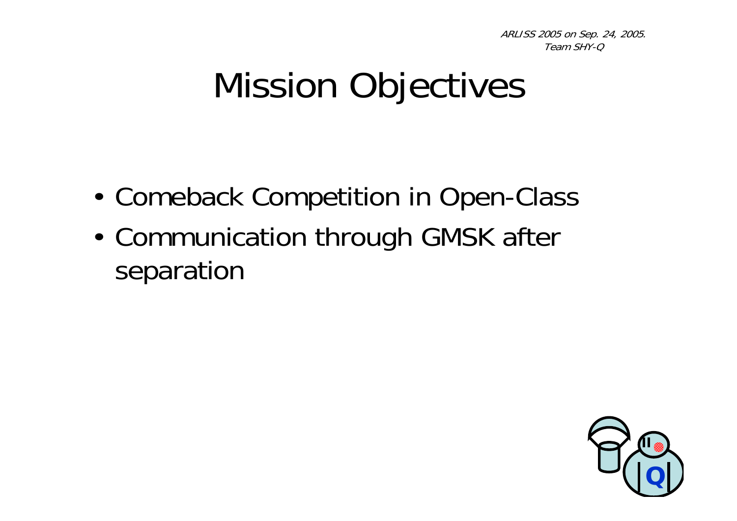# Mission Objectives

- Comeback Competition in Open-Class
- Communication through GMSK after separation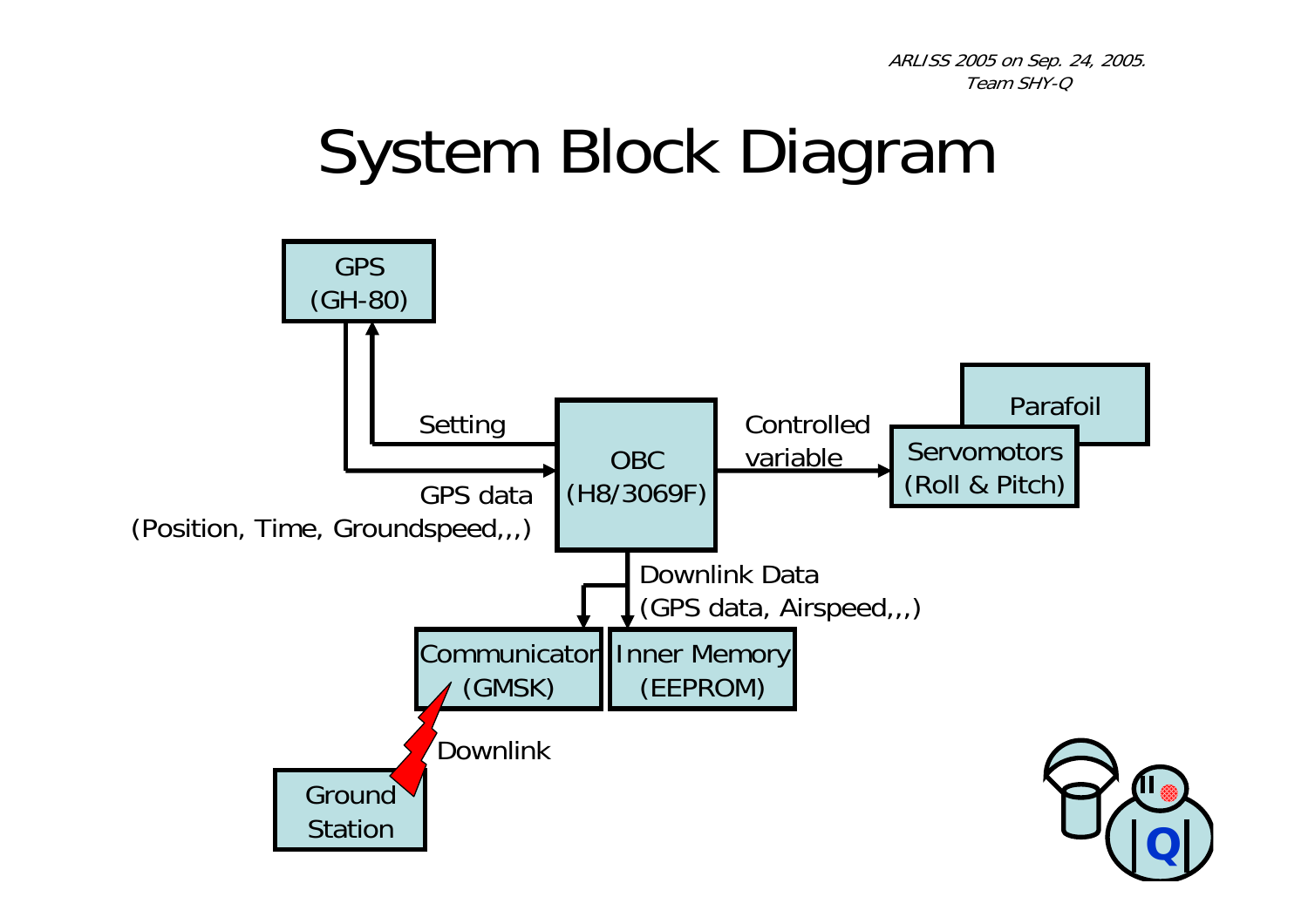# System Block Diagram

GPS (GH-80)

Setting

GPS data (Position, Time, Groundspeed,,,)

OBC (H8/3069F)

Controlled variable

Parafoil

Servomotors (Roll & Pitch)

Downlink Data (GPS data, Airspeed,,,)

Communicator (GMSK)

Inner Memory (EEPROM)

Downlink

Ground Station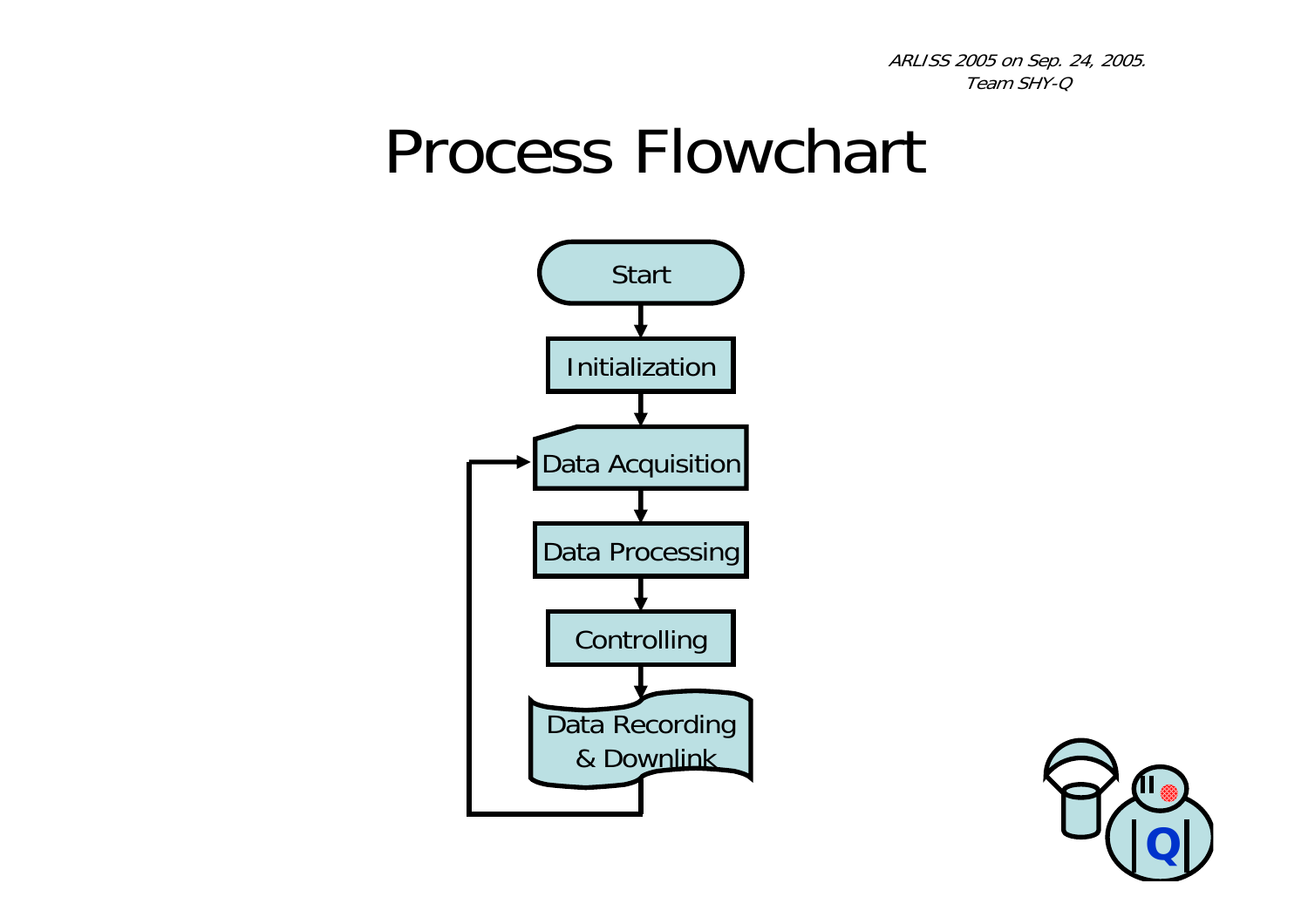# Process Flowchart

Start

Initialization

Data Acquisition

Data Processing

Controlling

Data Recording & Downlink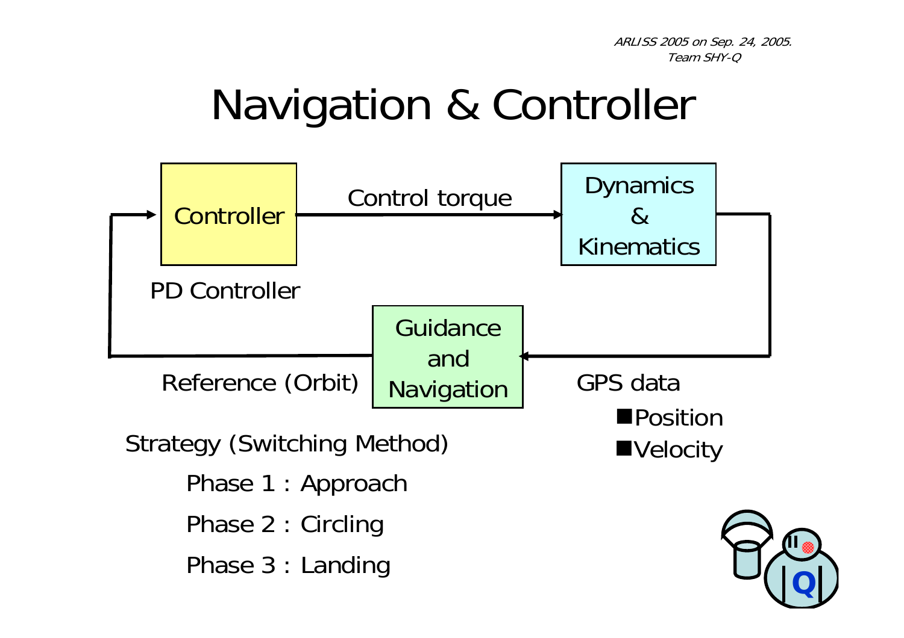# Navigation & Controller

Controller

Control torque

Dynamics & Kinematics

PD Controller

Guidance and Navigation

Reference (Orbit)

GPS data

- Position
- Velocity

Strategy (Switching Method)

Phase 1 : Approach

Phase 2 : Circling

Phase 3 : Landing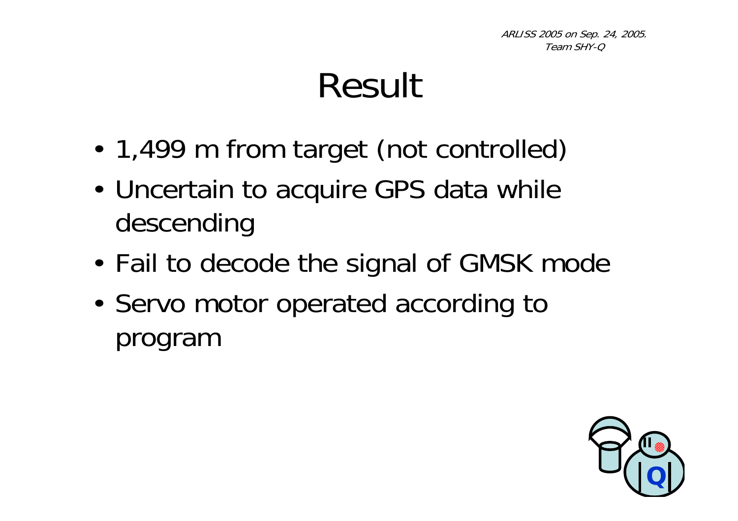# Result

- 1,499 m from target (not controlled)
- Uncertain to acquire GPS data while descending
- Fail to decode the signal of GMSK mode
- Servo motor operated according to program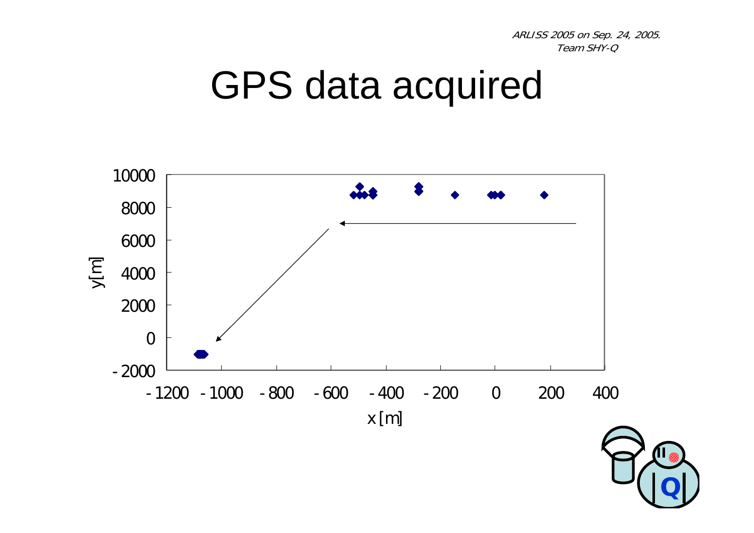# GPS data acquired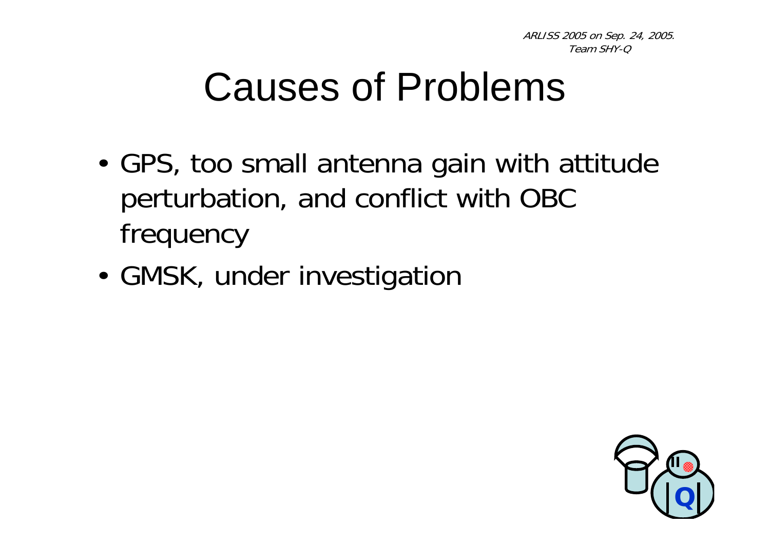# Causes of Problems

- GPS, too small antenna gain with attitude perturbation, and conflict with OBC frequency
- GMSK, under investigation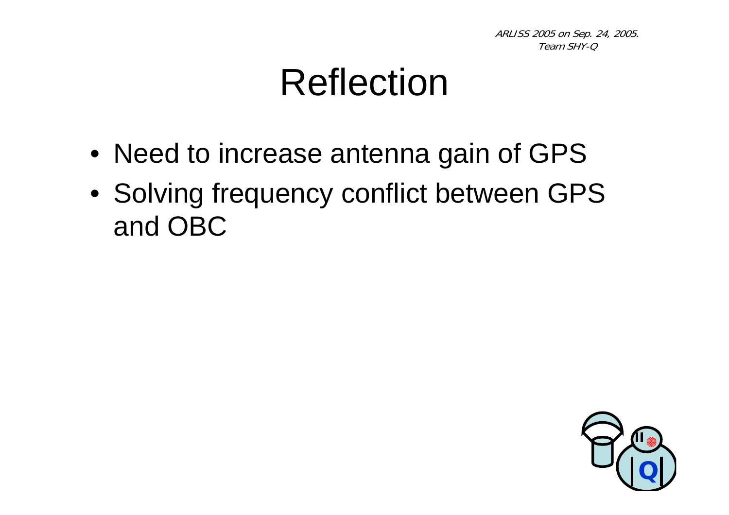# Reflection

- Need to increase antenna gain of GPS
- Solving frequency conflict between GPS and OBC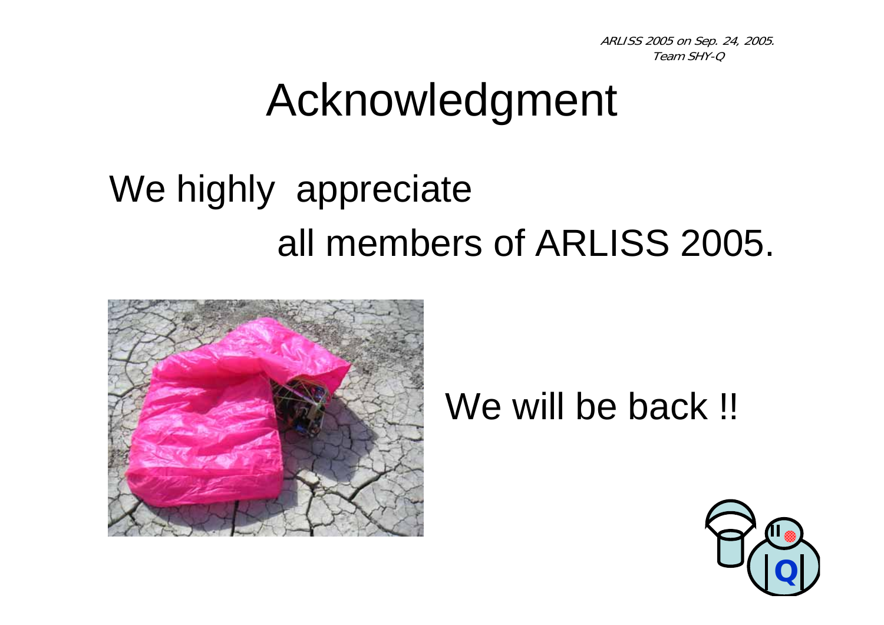# Acknowledgment

We highly appreciate all members of ARLISS 2005.

We will be back !!